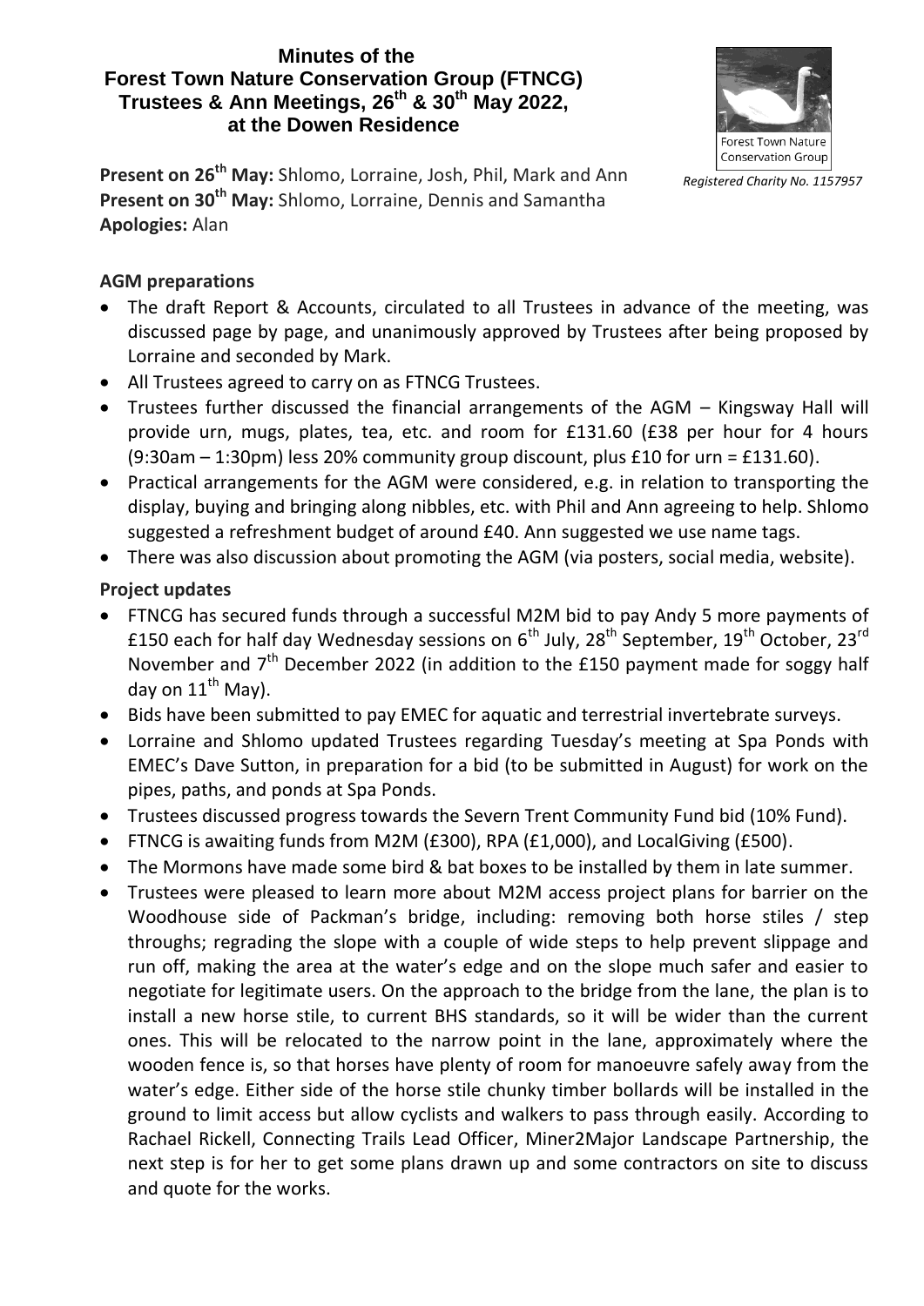# Minutes of the Forest Town Nature Conservation Group (FTNCG) Trustees & Ann Meetings, 26th & 30th May 2022, at the Dowen Residence

Forest Town Nature Conservation Group

*Registered Charity No. 1157957*

**Present on 26th May:** Shlomo, Lorraine, Josh, Phil, Mark and Ann
**Present on 30th May:** Shlomo, Lorraine, Dennis and Samantha
**Apologies:** Alan

**AGM preparations**

- The draft Report & Accounts, circulated to all Trustees in advance of the meeting, was discussed page by page, and unanimously approved by Trustees after being proposed by Lorraine and seconded by Mark.
- All Trustees agreed to carry on as FTNCG Trustees.
- Trustees further discussed the financial arrangements of the AGM – Kingsway Hall will provide urn, mugs, plates, tea, etc. and room for £131.60 (£38 per hour for 4 hours (9:30am – 1:30pm) less 20% community group discount, plus £10 for urn = £131.60).
- Practical arrangements for the AGM were considered, e.g. in relation to transporting the display, buying and bringing along nibbles, etc. with Phil and Ann agreeing to help. Shlomo suggested a refreshment budget of around £40. Ann suggested we use name tags.
- There was also discussion about promoting the AGM (via posters, social media, website).

**Project updates**

- FTNCG has secured funds through a successful M2M bid to pay Andy 5 more payments of £150 each for half day Wednesday sessions on 6th July, 28th September, 19th October, 23rd November and 7th December 2022 (in addition to the £150 payment made for soggy half day on 11th May).
- Bids have been submitted to pay EMEC for aquatic and terrestrial invertebrate surveys.
- Lorraine and Shlomo updated Trustees regarding Tuesday's meeting at Spa Ponds with EMEC's Dave Sutton, in preparation for a bid (to be submitted in August) for work on the pipes, paths, and ponds at Spa Ponds.
- Trustees discussed progress towards the Severn Trent Community Fund bid (10% Fund).
- FTNCG is awaiting funds from M2M (£300), RPA (£1,000), and LocalGiving (£500).
- The Mormons have made some bird & bat boxes to be installed by them in late summer.
- Trustees were pleased to learn more about M2M access project plans for barrier on the Woodhouse side of Packman's bridge, including: removing both horse stiles / step throughs; regrading the slope with a couple of wide steps to help prevent slippage and run off, making the area at the water's edge and on the slope much safer and easier to negotiate for legitimate users. On the approach to the bridge from the lane, the plan is to install a new horse stile, to current BHS standards, so it will be wider than the current ones. This will be relocated to the narrow point in the lane, approximately where the wooden fence is, so that horses have plenty of room for manoeuvre safely away from the water's edge. Either side of the horse stile chunky timber bollards will be installed in the ground to limit access but allow cyclists and walkers to pass through easily. According to Rachael Rickell, Connecting Trails Lead Officer, Miner2Major Landscape Partnership, the next step is for her to get some plans drawn up and some contractors on site to discuss and quote for the works.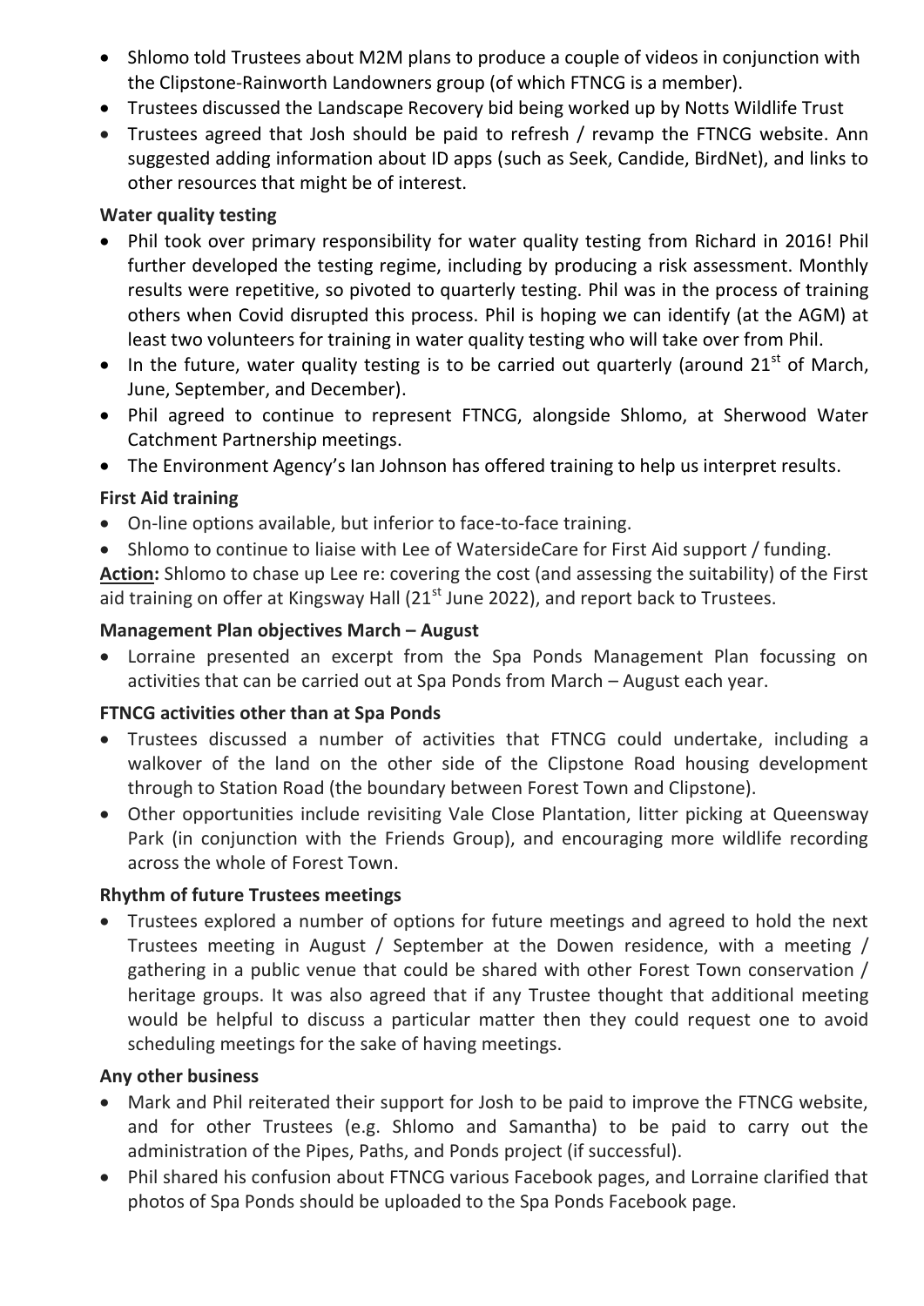- Shlomo told Trustees about M2M plans to produce a couple of videos in conjunction with the Clipstone-Rainworth Landowners group (of which FTNCG is a member).
- Trustees discussed the Landscape Recovery bid being worked up by Notts Wildlife Trust
- Trustees agreed that Josh should be paid to refresh / revamp the FTNCG website. Ann suggested adding information about ID apps (such as Seek, Candide, BirdNet), and links to other resources that might be of interest.

**Water quality testing**

- Phil took over primary responsibility for water quality testing from Richard in 2016! Phil further developed the testing regime, including by producing a risk assessment. Monthly results were repetitive, so pivoted to quarterly testing. Phil was in the process of training others when Covid disrupted this process. Phil is hoping we can identify (at the AGM) at least two volunteers for training in water quality testing who will take over from Phil.
- In the future, water quality testing is to be carried out quarterly (around 21st of March, June, September, and December).
- Phil agreed to continue to represent FTNCG, alongside Shlomo, at Sherwood Water Catchment Partnership meetings.
- The Environment Agency's Ian Johnson has offered training to help us interpret results.

**First Aid training**

- On-line options available, but inferior to face-to-face training.
- Shlomo to continue to liaise with Lee of WatersideCare for First Aid support / funding.

**Action:** Shlomo to chase up Lee re: covering the cost (and assessing the suitability) of the First aid training on offer at Kingsway Hall (21st June 2022), and report back to Trustees.

**Management Plan objectives March – August**

- Lorraine presented an excerpt from the Spa Ponds Management Plan focussing on activities that can be carried out at Spa Ponds from March – August each year.

**FTNCG activities other than at Spa Ponds**

- Trustees discussed a number of activities that FTNCG could undertake, including a walkover of the land on the other side of the Clipstone Road housing development through to Station Road (the boundary between Forest Town and Clipstone).
- Other opportunities include revisiting Vale Close Plantation, litter picking at Queensway Park (in conjunction with the Friends Group), and encouraging more wildlife recording across the whole of Forest Town.

**Rhythm of future Trustees meetings**

- Trustees explored a number of options for future meetings and agreed to hold the next Trustees meeting in August / September at the Dowen residence, with a meeting / gathering in a public venue that could be shared with other Forest Town conservation / heritage groups. It was also agreed that if any Trustee thought that additional meeting would be helpful to discuss a particular matter then they could request one to avoid scheduling meetings for the sake of having meetings.

**Any other business**

- Mark and Phil reiterated their support for Josh to be paid to improve the FTNCG website, and for other Trustees (e.g. Shlomo and Samantha) to be paid to carry out the administration of the Pipes, Paths, and Ponds project (if successful).
- Phil shared his confusion about FTNCG various Facebook pages, and Lorraine clarified that photos of Spa Ponds should be uploaded to the Spa Ponds Facebook page.